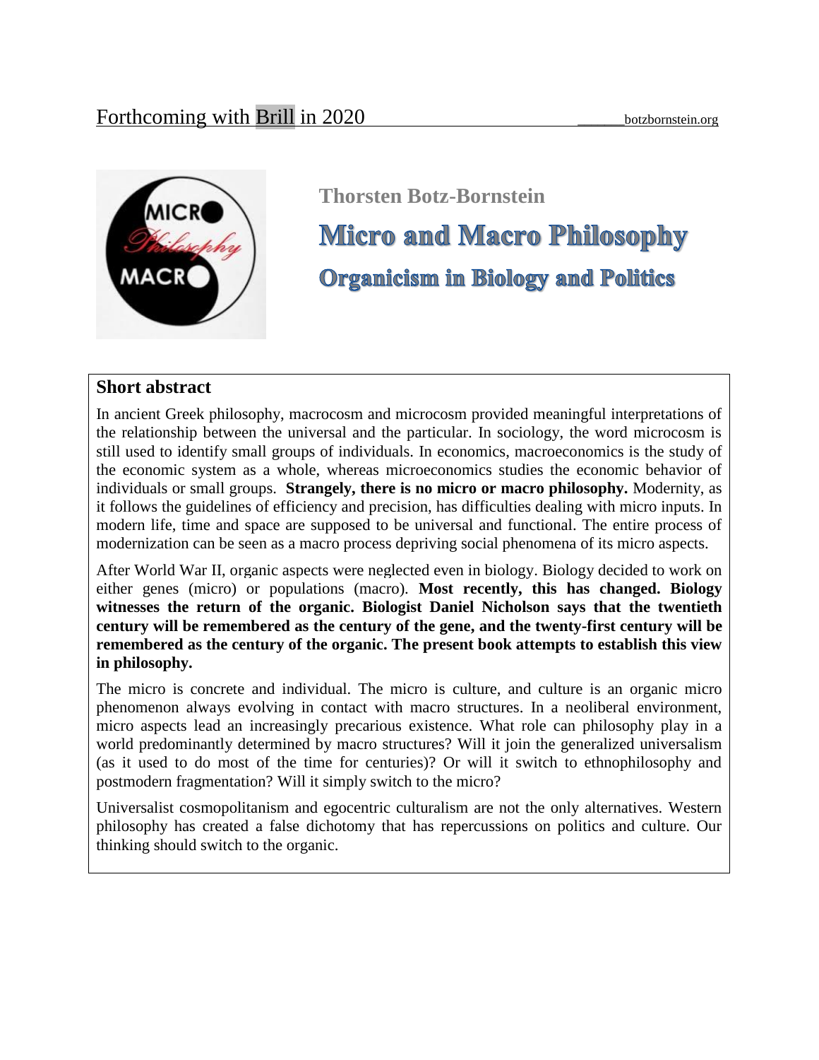Forthcoming with Brill in 2020 botzbornstein.org

**Thorsten Botz-Bornstein**

# Micro and Macro Philosophy

## Organicism in Biology and Politics

### Short abstract

In ancient Greek philosophy, macrocosm and microcosm provided meaningful interpretations of the relationship between the universal and the particular. In sociology, the word microcosm is still used to identify small groups of individuals. In economics, macroeconomics is the study of the economic system as a whole, whereas microeconomics studies the economic behavior of individuals or small groups. **Strangely, there is no micro or macro philosophy.** Modernity, as it follows the guidelines of efficiency and precision, has difficulties dealing with micro inputs. In modern life, time and space are supposed to be universal and functional. The entire process of modernization can be seen as a macro process depriving social phenomena of its micro aspects.

After World War II, organic aspects were neglected even in biology. Biology decided to work on either genes (micro) or populations (macro). **Most recently, this has changed. Biology witnesses the return of the organic. Biologist Daniel Nicholson says that the twentieth century will be remembered as the century of the gene, and the twenty-first century will be remembered as the century of the organic. The present book attempts to establish this view in philosophy.**

The micro is concrete and individual. The micro is culture, and culture is an organic micro phenomenon always evolving in contact with macro structures. In a neoliberal environment, micro aspects lead an increasingly precarious existence. What role can philosophy play in a world predominantly determined by macro structures? Will it join the generalized universalism (as it used to do most of the time for centuries)? Or will it switch to ethnophilosophy and postmodern fragmentation? Will it simply switch to the micro?

Universalist cosmopolitanism and egocentric culturalism are not the only alternatives. Western philosophy has created a false dichotomy that has repercussions on politics and culture. Our thinking should switch to the organic.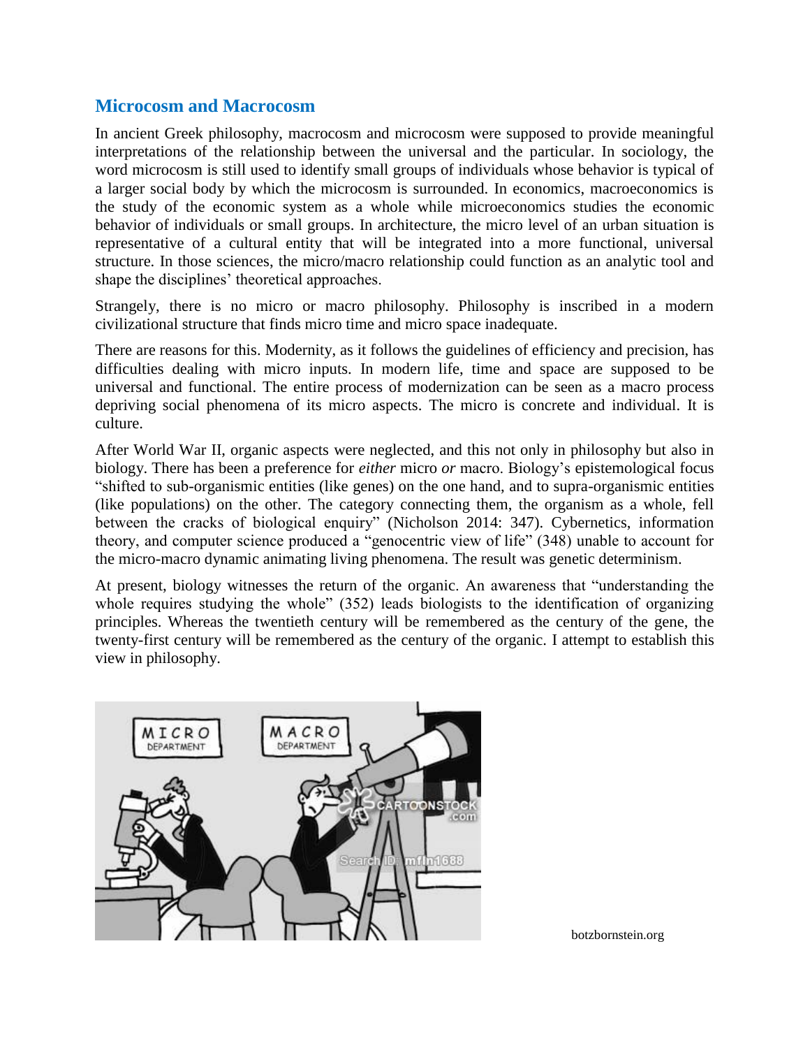## Microcosm and Macrocosm

In ancient Greek philosophy, macrocosm and microcosm were supposed to provide meaningful interpretations of the relationship between the universal and the particular. In sociology, the word microcosm is still used to identify small groups of individuals whose behavior is typical of a larger social body by which the microcosm is surrounded. In economics, macroeconomics is the study of the economic system as a whole while microeconomics studies the economic behavior of individuals or small groups. In architecture, the micro level of an urban situation is representative of a cultural entity that will be integrated into a more functional, universal structure. In those sciences, the micro/macro relationship could function as an analytic tool and shape the disciplines' theoretical approaches.

Strangely, there is no micro or macro philosophy. Philosophy is inscribed in a modern civilizational structure that finds micro time and micro space inadequate.

There are reasons for this. Modernity, as it follows the guidelines of efficiency and precision, has difficulties dealing with micro inputs. In modern life, time and space are supposed to be universal and functional. The entire process of modernization can be seen as a macro process depriving social phenomena of its micro aspects. The micro is concrete and individual. It is culture.

After World War II, organic aspects were neglected, and this not only in philosophy but also in biology. There has been a preference for *either* micro *or* macro. Biology's epistemological focus "shifted to sub-organismic entities (like genes) on the one hand, and to supra-organismic entities (like populations) on the other. The category connecting them, the organism as a whole, fell between the cracks of biological enquiry" (Nicholson 2014: 347). Cybernetics, information theory, and computer science produced a "genocentric view of life" (348) unable to account for the micro-macro dynamic animating living phenomena. The result was genetic determinism.

At present, biology witnesses the return of the organic. An awareness that "understanding the whole requires studying the whole" (352) leads biologists to the identification of organizing principles. Whereas the twentieth century will be remembered as the century of the gene, the twenty-first century will be remembered as the century of the organic. I attempt to establish this view in philosophy.

botzbornstein.org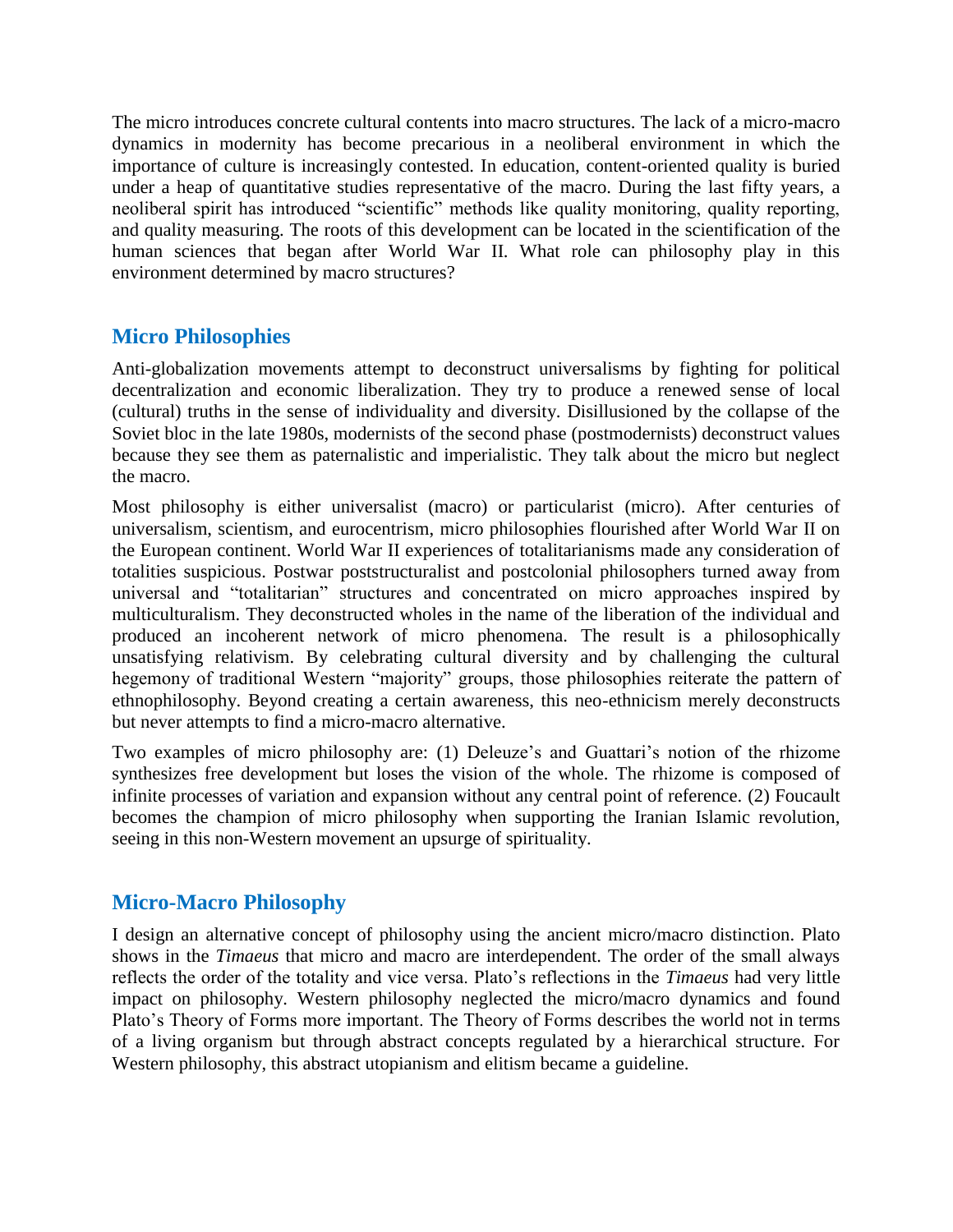The micro introduces concrete cultural contents into macro structures. The lack of a micro-macro dynamics in modernity has become precarious in a neoliberal environment in which the importance of culture is increasingly contested. In education, content-oriented quality is buried under a heap of quantitative studies representative of the macro. During the last fifty years, a neoliberal spirit has introduced "scientific" methods like quality monitoring, quality reporting, and quality measuring. The roots of this development can be located in the scientification of the human sciences that began after World War II. What role can philosophy play in this environment determined by macro structures?

## Micro Philosophies

Anti-globalization movements attempt to deconstruct universalisms by fighting for political decentralization and economic liberalization. They try to produce a renewed sense of local (cultural) truths in the sense of individuality and diversity. Disillusioned by the collapse of the Soviet bloc in the late 1980s, modernists of the second phase (postmodernists) deconstruct values because they see them as paternalistic and imperialistic. They talk about the micro but neglect the macro.

Most philosophy is either universalist (macro) or particularist (micro). After centuries of universalism, scientism, and eurocentrism, micro philosophies flourished after World War II on the European continent. World War II experiences of totalitarianisms made any consideration of totalities suspicious. Postwar poststructuralist and postcolonial philosophers turned away from universal and "totalitarian" structures and concentrated on micro approaches inspired by multiculturalism. They deconstructed wholes in the name of the liberation of the individual and produced an incoherent network of micro phenomena. The result is a philosophically unsatisfying relativism. By celebrating cultural diversity and by challenging the cultural hegemony of traditional Western "majority" groups, those philosophies reiterate the pattern of ethnophilosophy. Beyond creating a certain awareness, this neo-ethnicism merely deconstructs but never attempts to find a micro-macro alternative.

Two examples of micro philosophy are: (1) Deleuze's and Guattari's notion of the rhizome synthesizes free development but loses the vision of the whole. The rhizome is composed of infinite processes of variation and expansion without any central point of reference. (2) Foucault becomes the champion of micro philosophy when supporting the Iranian Islamic revolution, seeing in this non-Western movement an upsurge of spirituality.

## Micro-Macro Philosophy

I design an alternative concept of philosophy using the ancient micro/macro distinction. Plato shows in the *Timaeus* that micro and macro are interdependent. The order of the small always reflects the order of the totality and vice versa. Plato's reflections in the *Timaeus* had very little impact on philosophy. Western philosophy neglected the micro/macro dynamics and found Plato's Theory of Forms more important. The Theory of Forms describes the world not in terms of a living organism but through abstract concepts regulated by a hierarchical structure. For Western philosophy, this abstract utopianism and elitism became a guideline.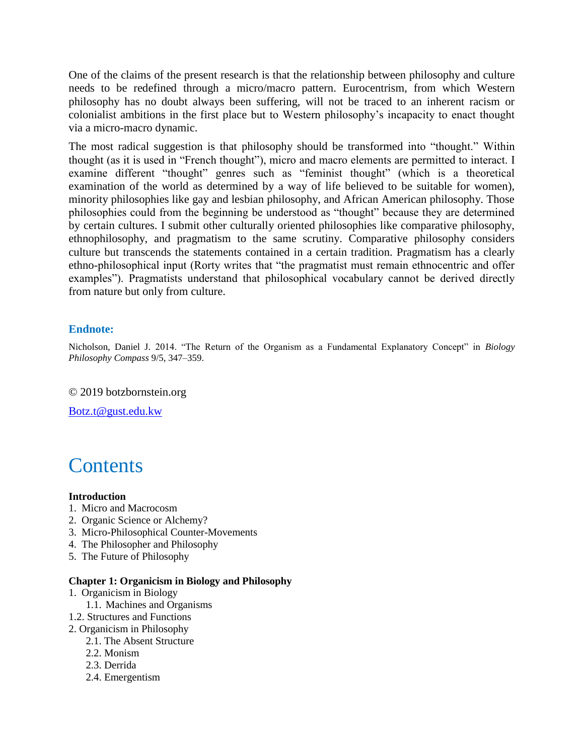One of the claims of the present research is that the relationship between philosophy and culture needs to be redefined through a micro/macro pattern. Eurocentrism, from which Western philosophy has no doubt always been suffering, will not be traced to an inherent racism or colonialist ambitions in the first place but to Western philosophy's incapacity to enact thought via a micro-macro dynamic.

The most radical suggestion is that philosophy should be transformed into "thought." Within thought (as it is used in "French thought"), micro and macro elements are permitted to interact. I examine different "thought" genres such as "feminist thought" (which is a theoretical examination of the world as determined by a way of life believed to be suitable for women), minority philosophies like gay and lesbian philosophy, and African American philosophy. Those philosophies could from the beginning be understood as "thought" because they are determined by certain cultures. I submit other culturally oriented philosophies like comparative philosophy, ethnophilosophy, and pragmatism to the same scrutiny. Comparative philosophy considers culture but transcends the statements contained in a certain tradition. Pragmatism has a clearly ethno-philosophical input (Rorty writes that "the pragmatist must remain ethnocentric and offer examples"). Pragmatists understand that philosophical vocabulary cannot be derived directly from nature but only from culture.

### Endnote:

Nicholson, Daniel J. 2014. "The Return of the Organism as a Fundamental Explanatory Concept" in *Biology Philosophy Compass* 9/5, 347–359.

© 2019 botzbornstein.org

Botz.t@gust.edu.kw

# Contents

**Introduction**

1. Micro and Macrocosm
2. Organic Science or Alchemy?
3. Micro-Philosophical Counter-Movements
4. The Philosopher and Philosophy
5. The Future of Philosophy

**Chapter 1: Organicism in Biology and Philosophy**

1. Organicism in Biology
    - 1.1. Machines and Organisms
- 1.2. Structures and Functions
- 2. Organicism in Philosophy
    - 2.1. The Absent Structure
    - 2.2. Monism
    - 2.3. Derrida
    - 2.4. Emergentism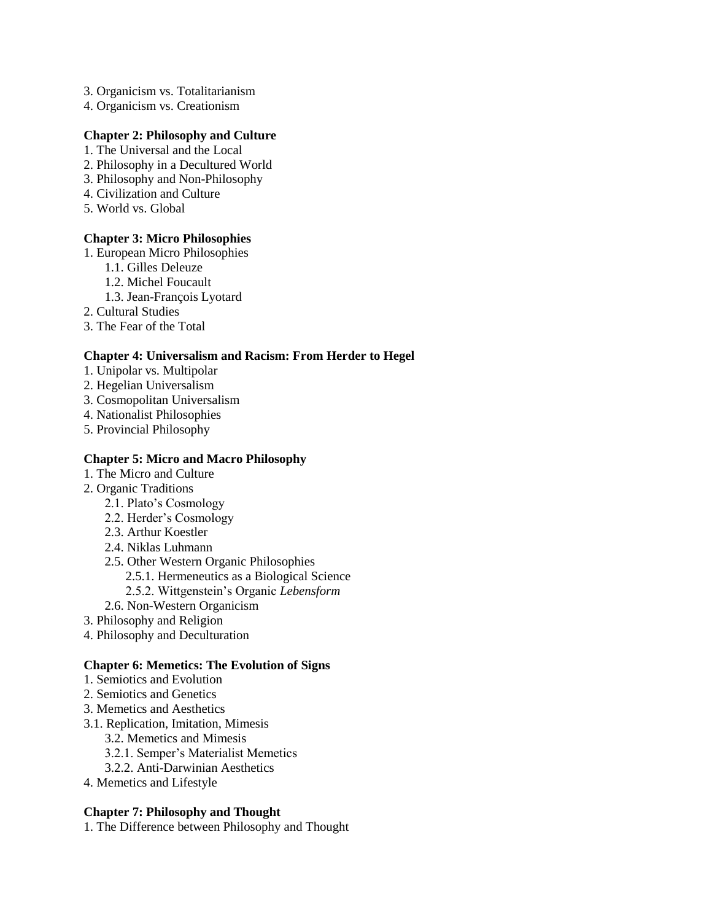3. Organicism vs. Totalitarianism
4. Organicism vs. Creationism

**Chapter 2: Philosophy and Culture**

1. The Universal and the Local
2. Philosophy in a Decultured World
3. Philosophy and Non-Philosophy
4. Civilization and Culture
5. World vs. Global

**Chapter 3: Micro Philosophies**

1. European Micro Philosophies
    - 1.1. Gilles Deleuze
    - 1.2. Michel Foucault
    - 1.3. Jean-François Lyotard
2. Cultural Studies
3. The Fear of the Total

**Chapter 4: Universalism and Racism: From Herder to Hegel**

1. Unipolar vs. Multipolar
2. Hegelian Universalism
3. Cosmopolitan Universalism
4. Nationalist Philosophies
5. Provincial Philosophy

**Chapter 5: Micro and Macro Philosophy**

1. The Micro and Culture
2. Organic Traditions
    - 2.1. Plato's Cosmology
    - 2.2. Herder's Cosmology
    - 2.3. Arthur Koestler
    - 2.4. Niklas Luhmann
    - 2.5. Other Western Organic Philosophies
        - 2.5.1. Hermeneutics as a Biological Science
        - 2.5.2. Wittgenstein's Organic *Lebensform*
    - 2.6. Non-Western Organicism
3. Philosophy and Religion
4. Philosophy and Deculturation

**Chapter 6: Memetics: The Evolution of Signs**

1. Semiotics and Evolution
2. Semiotics and Genetics
3. Memetics and Aesthetics

3.1. Replication, Imitation, Mimesis
- 3.2. Memetics and Mimesis
- 3.2.1. Semper's Materialist Memetics
- 3.2.2. Anti-Darwinian Aesthetics

4. Memetics and Lifestyle

**Chapter 7: Philosophy and Thought**

1. The Difference between Philosophy and Thought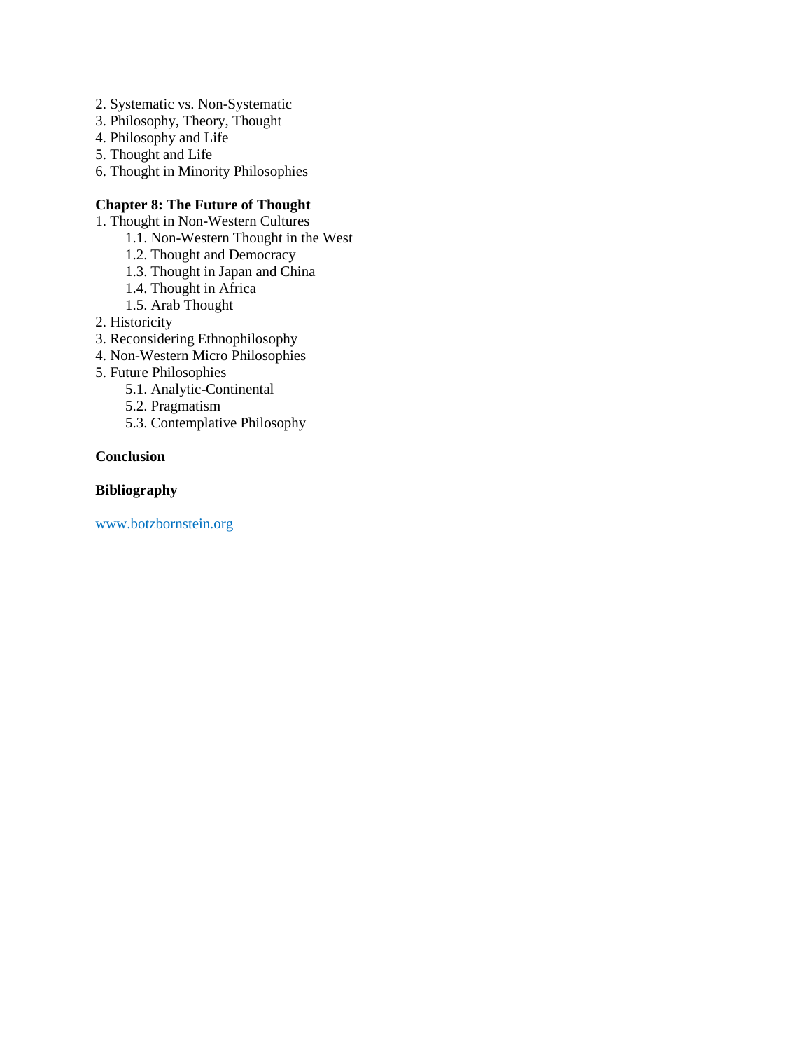2. Systematic vs. Non-Systematic
3. Philosophy, Theory, Thought
4. Philosophy and Life
5. Thought and Life
6. Thought in Minority Philosophies

**Chapter 8: The Future of Thought**

1. Thought in Non-Western Cultures
    - 1.1. Non-Western Thought in the West
    - 1.2. Thought and Democracy
    - 1.3. Thought in Japan and China
    - 1.4. Thought in Africa
    - 1.5. Arab Thought
2. Historicity
3. Reconsidering Ethnophilosophy
4. Non-Western Micro Philosophies
5. Future Philosophies
    - 5.1. Analytic-Continental
    - 5.2. Pragmatism
    - 5.3. Contemplative Philosophy

**Conclusion**

**Bibliography**

www.botzbornstein.org